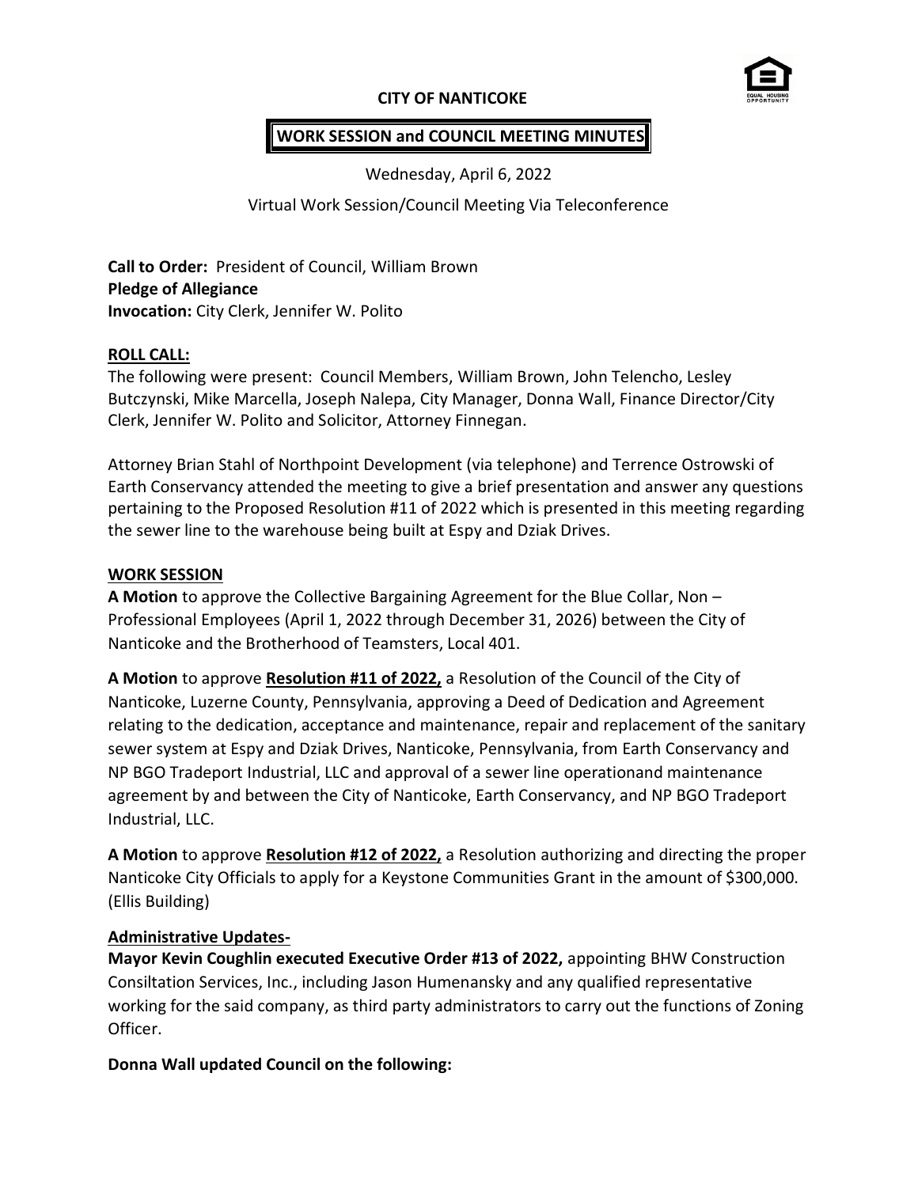**CITY OF NANTICOKE**

**WORK SESSION and COUNCIL MEETING MINUTES**

Wednesday, April 6, 2022

Virtual Work Session/Council Meeting Via Teleconference

**Call to Order:** President of Council, William Brown
**Pledge of Allegiance**
**Invocation:** City Clerk, Jennifer W. Polito

**ROLL CALL:**
The following were present: Council Members, William Brown, John Telencho, Lesley Butczynski, Mike Marcella, Joseph Nalepa, City Manager, Donna Wall, Finance Director/City Clerk, Jennifer W. Polito and Solicitor, Attorney Finnegan.

Attorney Brian Stahl of Northpoint Development (via telephone) and Terrence Ostrowski of Earth Conservancy attended the meeting to give a brief presentation and answer any questions pertaining to the Proposed Resolution #11 of 2022 which is presented in this meeting regarding the sewer line to the warehouse being built at Espy and Dziak Drives.

**WORK SESSION**

**A Motion** to approve the Collective Bargaining Agreement for the Blue Collar, Non – Professional Employees (April 1, 2022 through December 31, 2026) between the City of Nanticoke and the Brotherhood of Teamsters, Local 401.

**A Motion** to approve **Resolution #11 of 2022,** a Resolution of the Council of the City of Nanticoke, Luzerne County, Pennsylvania, approving a Deed of Dedication and Agreement relating to the dedication, acceptance and maintenance, repair and replacement of the sanitary sewer system at Espy and Dziak Drives, Nanticoke, Pennsylvania, from Earth Conservancy and NP BGO Tradeport Industrial, LLC and approval of a sewer line operationand maintenance agreement by and between the City of Nanticoke, Earth Conservancy, and NP BGO Tradeport Industrial, LLC.

**A Motion** to approve **Resolution #12 of 2022,** a Resolution authorizing and directing the proper Nanticoke City Officials to apply for a Keystone Communities Grant in the amount of $300,000. (Ellis Building)

**Administrative Updates-**

**Mayor Kevin Coughlin executed Executive Order #13 of 2022,** appointing BHW Construction Consiltation Services, Inc., including Jason Humenansky and any qualified representative working for the said company, as third party administrators to carry out the functions of Zoning Officer.

**Donna Wall updated Council on the following:**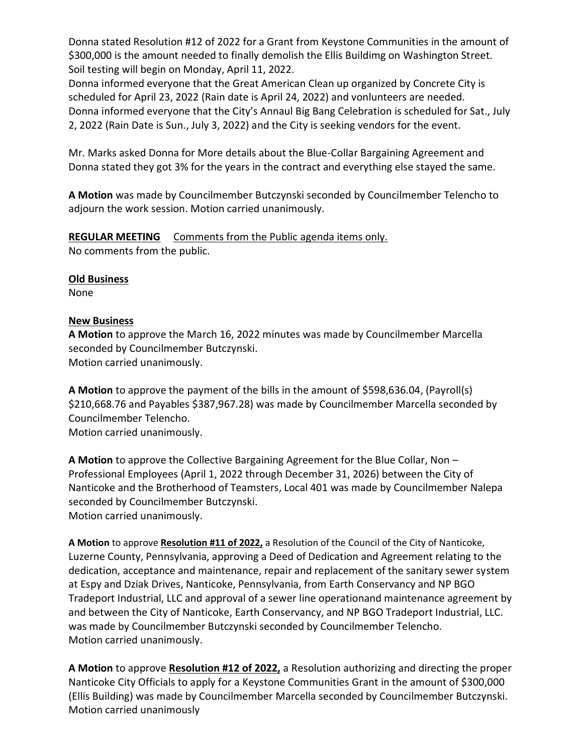Donna stated Resolution #12 of 2022 for a Grant from Keystone Communities in the amount of $300,000 is the amount needed to finally demolish the Ellis Buildimg on Washington Street. Soil testing will begin on Monday, April 11, 2022.
Donna informed everyone that the Great American Clean up organized by Concrete City is scheduled for April 23, 2022 (Rain date is April 24, 2022) and vonlunteers are needed.
Donna informed everyone that the City's Annaul Big Bang Celebration is scheduled for Sat., July 2, 2022 (Rain Date is Sun., July 3, 2022) and the City is seeking vendors for the event.

Mr. Marks asked Donna for More details about the Blue-Collar Bargaining Agreement and Donna stated they got 3% for the years in the contract and everything else stayed the same.

**A Motion** was made by Councilmember Butczynski seconded by Councilmember Telencho to adjourn the work session. Motion carried unanimously.

**REGULAR MEETING** Comments from the Public agenda items only.
No comments from the public.

**Old Business**
None

**New Business**
**A Motion** to approve the March 16, 2022 minutes was made by Councilmember Marcella seconded by Councilmember Butczynski.
Motion carried unanimously.

**A Motion** to approve the payment of the bills in the amount of $598,636.04, (Payroll(s) $210,668.76 and Payables $387,967.28) was made by Councilmember Marcella seconded by Councilmember Telencho.
Motion carried unanimously.

**A Motion** to approve the Collective Bargaining Agreement for the Blue Collar, Non – Professional Employees (April 1, 2022 through December 31, 2026) between the City of Nanticoke and the Brotherhood of Teamsters, Local 401 was made by Councilmember Nalepa seconded by Councilmember Butczynski.
Motion carried unanimously.

**A Motion** to approve **Resolution #11 of 2022,** a Resolution of the Council of the City of Nanticoke, Luzerne County, Pennsylvania, approving a Deed of Dedication and Agreement relating to the dedication, acceptance and maintenance, repair and replacement of the sanitary sewer system at Espy and Dziak Drives, Nanticoke, Pennsylvania, from Earth Conservancy and NP BGO Tradeport Industrial, LLC and approval of a sewer line operationand maintenance agreement by and between the City of Nanticoke, Earth Conservancy, and NP BGO Tradeport Industrial, LLC. was made by Councilmember Butczynski seconded by Councilmember Telencho.
Motion carried unanimously.

**A Motion** to approve **Resolution #12 of 2022,** a Resolution authorizing and directing the proper Nanticoke City Officials to apply for a Keystone Communities Grant in the amount of $300,000 (Ellis Building) was made by Councilmember Marcella seconded by Councilmember Butczynski.
Motion carried unanimously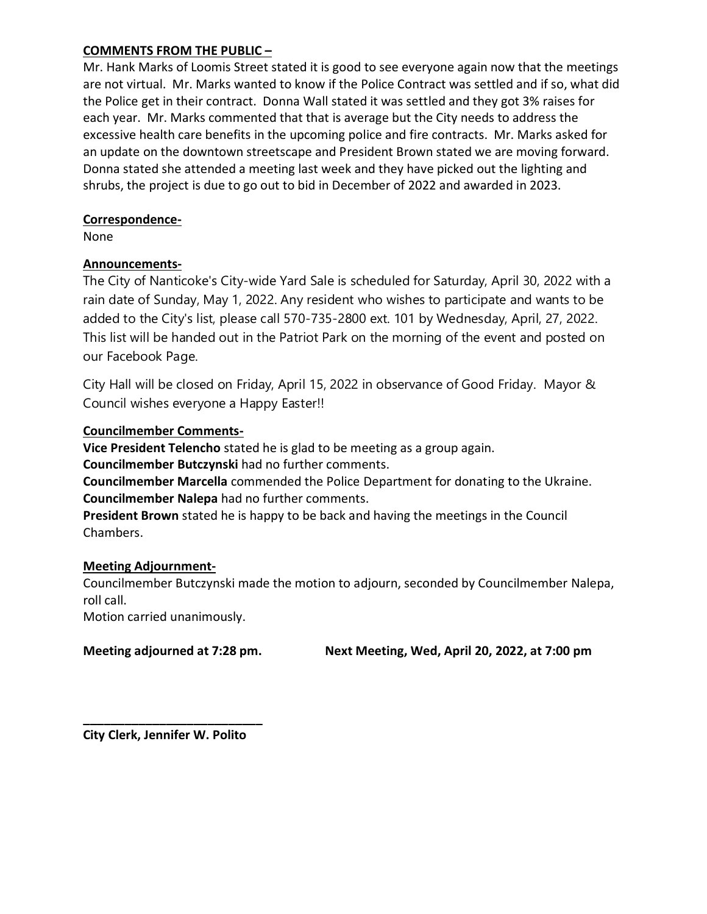**COMMENTS FROM THE PUBLIC –**

Mr. Hank Marks of Loomis Street stated it is good to see everyone again now that the meetings are not virtual. Mr. Marks wanted to know if the Police Contract was settled and if so, what did the Police get in their contract. Donna Wall stated it was settled and they got 3% raises for each year. Mr. Marks commented that that is average but the City needs to address the excessive health care benefits in the upcoming police and fire contracts. Mr. Marks asked for an update on the downtown streetscape and President Brown stated we are moving forward. Donna stated she attended a meeting last week and they have picked out the lighting and shrubs, the project is due to go out to bid in December of 2022 and awarded in 2023.

**Correspondence-**

None

**Announcements-**

The City of Nanticoke's City-wide Yard Sale is scheduled for Saturday, April 30, 2022 with a rain date of Sunday, May 1, 2022. Any resident who wishes to participate and wants to be added to the City's list, please call 570-735-2800 ext. 101 by Wednesday, April, 27, 2022. This list will be handed out in the Patriot Park on the morning of the event and posted on our Facebook Page.

City Hall will be closed on Friday, April 15, 2022 in observance of Good Friday. Mayor & Council wishes everyone a Happy Easter!!

**Councilmember Comments-**

**Vice President Telencho** stated he is glad to be meeting as a group again.
**Councilmember Butczynski** had no further comments.
**Councilmember Marcella** commended the Police Department for donating to the Ukraine.
**Councilmember Nalepa** had no further comments.
**President Brown** stated he is happy to be back and having the meetings in the Council Chambers.

**Meeting Adjournment-**

Councilmember Butczynski made the motion to adjourn, seconded by Councilmember Nalepa, roll call.
Motion carried unanimously.

**Meeting adjourned at 7:28 pm.** **Next Meeting, Wed, April 20, 2022, at 7:00 pm**

**___________________________**
**City Clerk, Jennifer W. Polito**